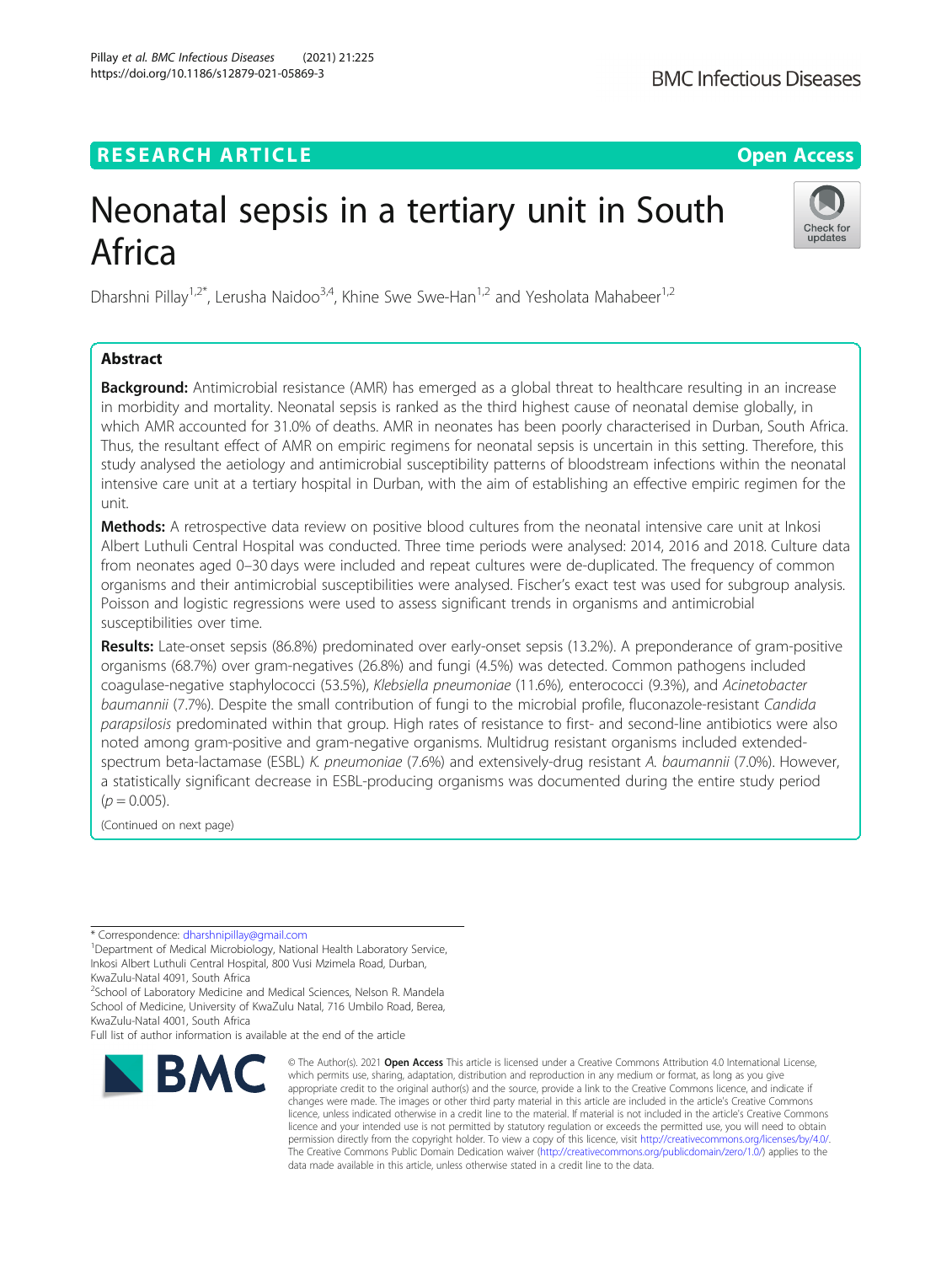RESEARCH ARTICLE

Open Access

# Neonatal sepsis in a tertiary unit in South Africa

Dharshni Pillay[1,2*], Lerusha Naidoo[3,4], Khine Swe Swe-Han[1,2] and Yesholata Mahabeer[1,2]

## Abstract

**Background:** Antimicrobial resistance (AMR) has emerged as a global threat to healthcare resulting in an increase in morbidity and mortality. Neonatal sepsis is ranked as the third highest cause of neonatal demise globally, in which AMR accounted for 31.0% of deaths. AMR in neonates has been poorly characterised in Durban, South Africa. Thus, the resultant effect of AMR on empiric regimens for neonatal sepsis is uncertain in this setting. Therefore, this study analysed the aetiology and antimicrobial susceptibility patterns of bloodstream infections within the neonatal intensive care unit at a tertiary hospital in Durban, with the aim of establishing an effective empiric regimen for the unit.

**Methods:** A retrospective data review on positive blood cultures from the neonatal intensive care unit at Inkosi Albert Luthuli Central Hospital was conducted. Three time periods were analysed: 2014, 2016 and 2018. Culture data from neonates aged 0–30 days were included and repeat cultures were de-duplicated. The frequency of common organisms and their antimicrobial susceptibilities were analysed. Fischer's exact test was used for subgroup analysis. Poisson and logistic regressions were used to assess significant trends in organisms and antimicrobial susceptibilities over time.

**Results:** Late-onset sepsis (86.8%) predominated over early-onset sepsis (13.2%). A preponderance of gram-positive organisms (68.7%) over gram-negatives (26.8%) and fungi (4.5%) was detected. Common pathogens included coagulase-negative staphylococci (53.5%), *Klebsiella pneumoniae* (11.6%), enterococci (9.3%), and *Acinetobacter baumannii* (7.7%). Despite the small contribution of fungi to the microbial profile, fluconazole-resistant *Candida parapsilosis* predominated within that group. High rates of resistance to first- and second-line antibiotics were also noted among gram-positive and gram-negative organisms. Multidrug resistant organisms included extended-spectrum beta-lactamase (ESBL) *K. pneumoniae* (7.6%) and extensively-drug resistant *A. baumannii* (7.0%). However, a statistically significant decrease in ESBL-producing organisms was documented during the entire study period ($p = 0.005$).

(Continued on next page)

---

* Correspondence: dharshnipillay@gmail.com

[1]Department of Medical Microbiology, National Health Laboratory Service, Inkosi Albert Luthuli Central Hospital, 800 Vusi Mzimela Road, Durban, KwaZulu-Natal 4091, South Africa

[2]School of Laboratory Medicine and Medical Sciences, Nelson R. Mandela School of Medicine, University of KwaZulu Natal, 716 Umbilo Road, Berea, KwaZulu-Natal 4001, South Africa

Full list of author information is available at the end of the article

© The Author(s). 2021 **Open Access** This article is licensed under a Creative Commons Attribution 4.0 International License, which permits use, sharing, adaptation, distribution and reproduction in any medium or format, as long as you give appropriate credit to the original author(s) and the source, provide a link to the Creative Commons licence, and indicate if changes were made. The images or other third party material in this article are included in the article's Creative Commons licence, unless indicated otherwise in a credit line to the material. If material is not included in the article's Creative Commons licence and your intended use is not permitted by statutory regulation or exceeds the permitted use, you will need to obtain permission directly from the copyright holder. To view a copy of this licence, visit http://creativecommons.org/licenses/by/4.0/. The Creative Commons Public Domain Dedication waiver (http://creativecommons.org/publicdomain/zero/1.0/) applies to the data made available in this article, unless otherwise stated in a credit line to the data.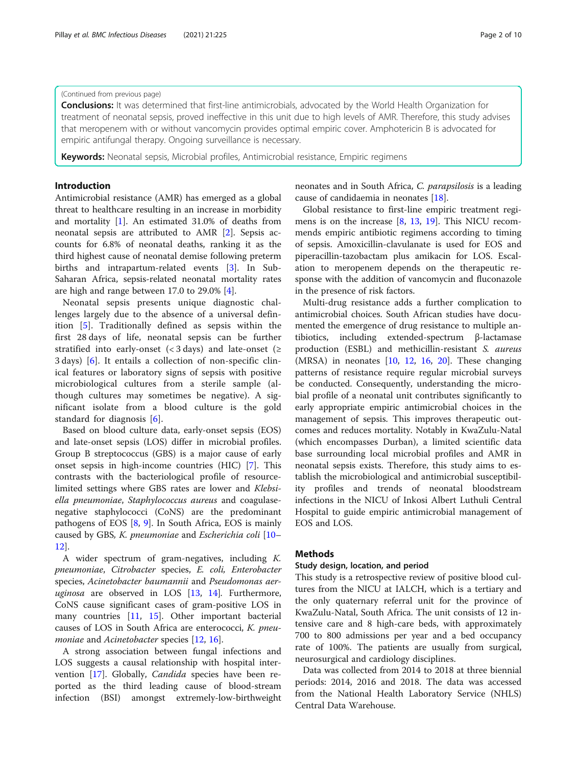(Continued from previous page)

**Conclusions:** It was determined that first-line antimicrobials, advocated by the World Health Organization for treatment of neonatal sepsis, proved ineffective in this unit due to high levels of AMR. Therefore, this study advises that meropenem with or without vancomycin provides optimal empiric cover. Amphotericin B is advocated for empiric antifungal therapy. Ongoing surveillance is necessary.

**Keywords:** Neonatal sepsis, Microbial profiles, Antimicrobial resistance, Empiric regimens

## Introduction

Antimicrobial resistance (AMR) has emerged as a global threat to healthcare resulting in an increase in morbidity and mortality [1]. An estimated 31.0% of deaths from neonatal sepsis are attributed to AMR [2]. Sepsis accounts for 6.8% of neonatal deaths, ranking it as the third highest cause of neonatal demise following preterm births and intrapartum-related events [3]. In Sub-Saharan Africa, sepsis-related neonatal mortality rates are high and range between 17.0 to 29.0% [4].

Neonatal sepsis presents unique diagnostic challenges largely due to the absence of a universal definition [5]. Traditionally defined as sepsis within the first 28 days of life, neonatal sepsis can be further stratified into early-onset (< 3 days) and late-onset (≥ 3 days) [6]. It entails a collection of non-specific clinical features or laboratory signs of sepsis with positive microbiological cultures from a sterile sample (although cultures may sometimes be negative). A significant isolate from a blood culture is the gold standard for diagnosis [6].

Based on blood culture data, early-onset sepsis (EOS) and late-onset sepsis (LOS) differ in microbial profiles. Group B streptococcus (GBS) is a major cause of early onset sepsis in high-income countries (HIC) [7]. This contrasts with the bacteriological profile of resource-limited settings where GBS rates are lower and *Klebsiella pneumoniae*, *Staphylococcus aureus* and coagulase-negative staphylococci (CoNS) are the predominant pathogens of EOS [8, 9]. In South Africa, EOS is mainly caused by GBS, *K. pneumoniae* and *Escherichia coli* [10–12].

A wider spectrum of gram-negatives, including *K. pneumoniae*, *Citrobacter* species, *E. coli*, *Enterobacter* species, *Acinetobacter baumannii* and *Pseudomonas aeruginosa* are observed in LOS [13, 14]. Furthermore, CoNS cause significant cases of gram-positive LOS in many countries [11, 15]. Other important bacterial causes of LOS in South Africa are enterococci, *K. pneumoniae* and *Acinetobacter* species [12, 16].

A strong association between fungal infections and LOS suggests a causal relationship with hospital intervention [17]. Globally, *Candida* species have been reported as the third leading cause of blood-stream infection (BSI) amongst extremely-low-birthweight neonates and in South Africa, *C. parapsilosis* is a leading cause of candidaemia in neonates [18].

Global resistance to first-line empiric treatment regimens is on the increase [8, 13, 19]. This NICU recommends empiric antibiotic regimens according to timing of sepsis. Amoxicillin-clavulanate is used for EOS and piperacillin-tazobactam plus amikacin for LOS. Escalation to meropenem depends on the therapeutic response with the addition of vancomycin and fluconazole in the presence of risk factors.

Multi-drug resistance adds a further complication to antimicrobial choices. South African studies have documented the emergence of drug resistance to multiple antibiotics, including extended-spectrum β-lactamase production (ESBL) and methicillin-resistant *S. aureus* (MRSA) in neonates [10, 12, 16, 20]. These changing patterns of resistance require regular microbial surveys be conducted. Consequently, understanding the microbial profile of a neonatal unit contributes significantly to early appropriate empiric antimicrobial choices in the management of sepsis. This improves therapeutic outcomes and reduces mortality. Notably in KwaZulu-Natal (which encompasses Durban), a limited scientific data base surrounding local microbial profiles and AMR in neonatal sepsis exists. Therefore, this study aims to establish the microbiological and antimicrobial susceptibility profiles and trends of neonatal bloodstream infections in the NICU of Inkosi Albert Luthuli Central Hospital to guide empiric antimicrobial management of EOS and LOS.

## Methods

### Study design, location, and period

This study is a retrospective review of positive blood cultures from the NICU at IALCH, which is a tertiary and the only quaternary referral unit for the province of KwaZulu-Natal, South Africa. The unit consists of 12 intensive care and 8 high-care beds, with approximately 700 to 800 admissions per year and a bed occupancy rate of 100%. The patients are usually from surgical, neurosurgical and cardiology disciplines.

Data was collected from 2014 to 2018 at three biennial periods: 2014, 2016 and 2018. The data was accessed from the National Health Laboratory Service (NHLS) Central Data Warehouse.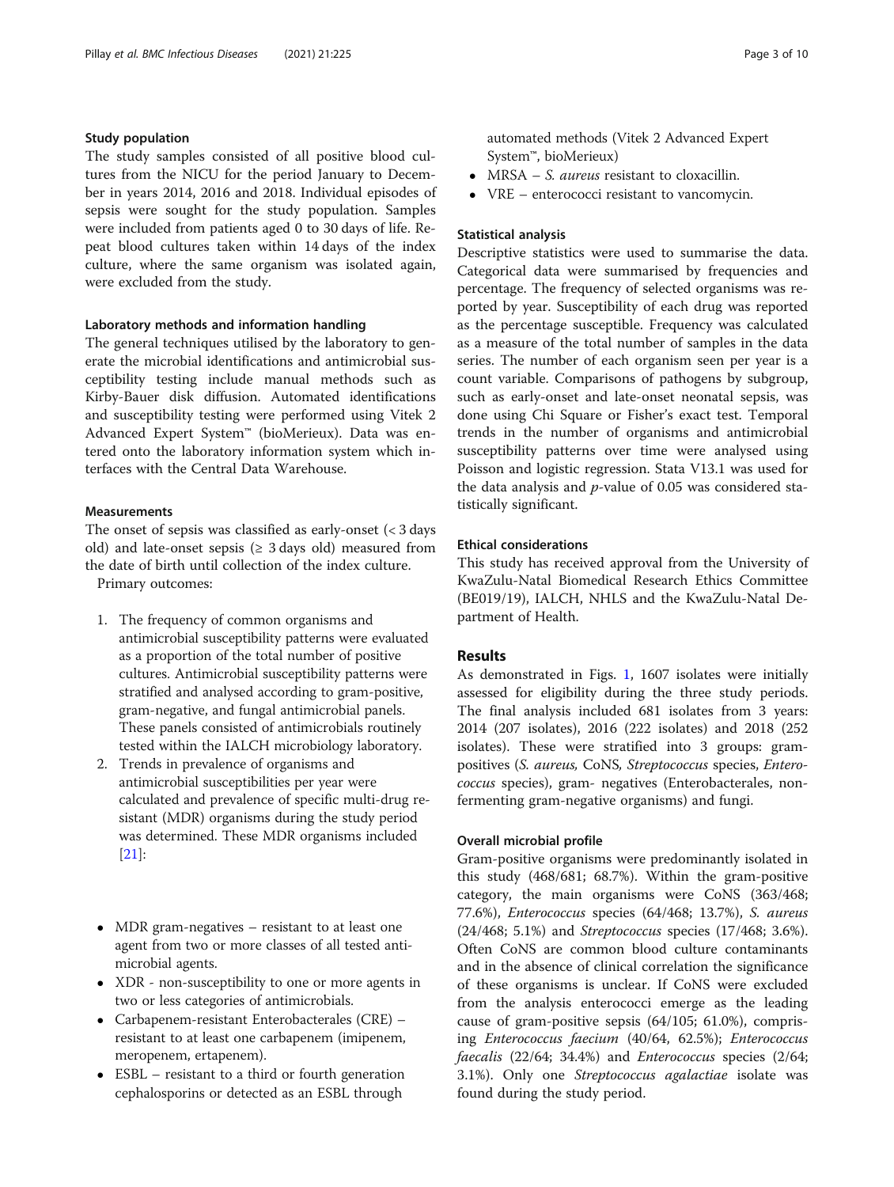### Study population

The study samples consisted of all positive blood cultures from the NICU for the period January to December in years 2014, 2016 and 2018. Individual episodes of sepsis were sought for the study population. Samples were included from patients aged 0 to 30 days of life. Repeat blood cultures taken within 14 days of the index culture, where the same organism was isolated again, were excluded from the study.

### Laboratory methods and information handling

The general techniques utilised by the laboratory to generate the microbial identifications and antimicrobial susceptibility testing include manual methods such as Kirby-Bauer disk diffusion. Automated identifications and susceptibility testing were performed using Vitek 2 Advanced Expert System™ (bioMerieux). Data was entered onto the laboratory information system which interfaces with the Central Data Warehouse.

### Measurements

The onset of sepsis was classified as early-onset (< 3 days old) and late-onset sepsis (≥ 3 days old) measured from the date of birth until collection of the index culture.

Primary outcomes:

1. The frequency of common organisms and antimicrobial susceptibility patterns were evaluated as a proportion of the total number of positive cultures. Antimicrobial susceptibility patterns were stratified and analysed according to gram-positive, gram-negative, and fungal antimicrobial panels. These panels consisted of antimicrobials routinely tested within the IALCH microbiology laboratory.
2. Trends in prevalence of organisms and antimicrobial susceptibilities per year were calculated and prevalence of specific multi-drug resistant (MDR) organisms during the study period was determined. These MDR organisms included [21]:

- MDR gram-negatives – resistant to at least one agent from two or more classes of all tested antimicrobial agents.
- XDR - non-susceptibility to one or more agents in two or less categories of antimicrobials.
- Carbapenem-resistant Enterobacterales (CRE) – resistant to at least one carbapenem (imipenem, meropenem, ertapenem).
- ESBL – resistant to a third or fourth generation cephalosporins or detected as an ESBL through automated methods (Vitek 2 Advanced Expert System™, bioMerieux)
- MRSA – *S. aureus* resistant to cloxacillin.
- VRE – enterococci resistant to vancomycin.

### Statistical analysis

Descriptive statistics were used to summarise the data. Categorical data were summarised by frequencies and percentage. The frequency of selected organisms was reported by year. Susceptibility of each drug was reported as the percentage susceptible. Frequency was calculated as a measure of the total number of samples in the data series. The number of each organism seen per year is a count variable. Comparisons of pathogens by subgroup, such as early-onset and late-onset neonatal sepsis, was done using Chi Square or Fisher's exact test. Temporal trends in the number of organisms and antimicrobial susceptibility patterns over time were analysed using Poisson and logistic regression. Stata V13.1 was used for the data analysis and $p$-value of 0.05 was considered statistically significant.

### Ethical considerations

This study has received approval from the University of KwaZulu-Natal Biomedical Research Ethics Committee (BE019/19), IALCH, NHLS and the KwaZulu-Natal Department of Health.

## Results

As demonstrated in Figs. 1, 1607 isolates were initially assessed for eligibility during the three study periods. The final analysis included 681 isolates from 3 years: 2014 (207 isolates), 2016 (222 isolates) and 2018 (252 isolates). These were stratified into 3 groups: gram-positives (*S. aureus*, CoNS, *Streptococcus* species, *Enterococcus* species), gram- negatives (Enterobacterales, non-fermenting gram-negative organisms) and fungi.

### Overall microbial profile

Gram-positive organisms were predominantly isolated in this study (468/681; 68.7%). Within the gram-positive category, the main organisms were CoNS (363/468; 77.6%), *Enterococcus* species (64/468; 13.7%), *S. aureus* (24/468; 5.1%) and *Streptococcus* species (17/468; 3.6%). Often CoNS are common blood culture contaminants and in the absence of clinical correlation the significance of these organisms is unclear. If CoNS were excluded from the analysis enterococci emerge as the leading cause of gram-positive sepsis (64/105; 61.0%), comprising *Enterococcus faecium* (40/64, 62.5%); *Enterococcus faecalis* (22/64; 34.4%) and *Enterococcus* species (2/64; 3.1%). Only one *Streptococcus agalactiae* isolate was found during the study period.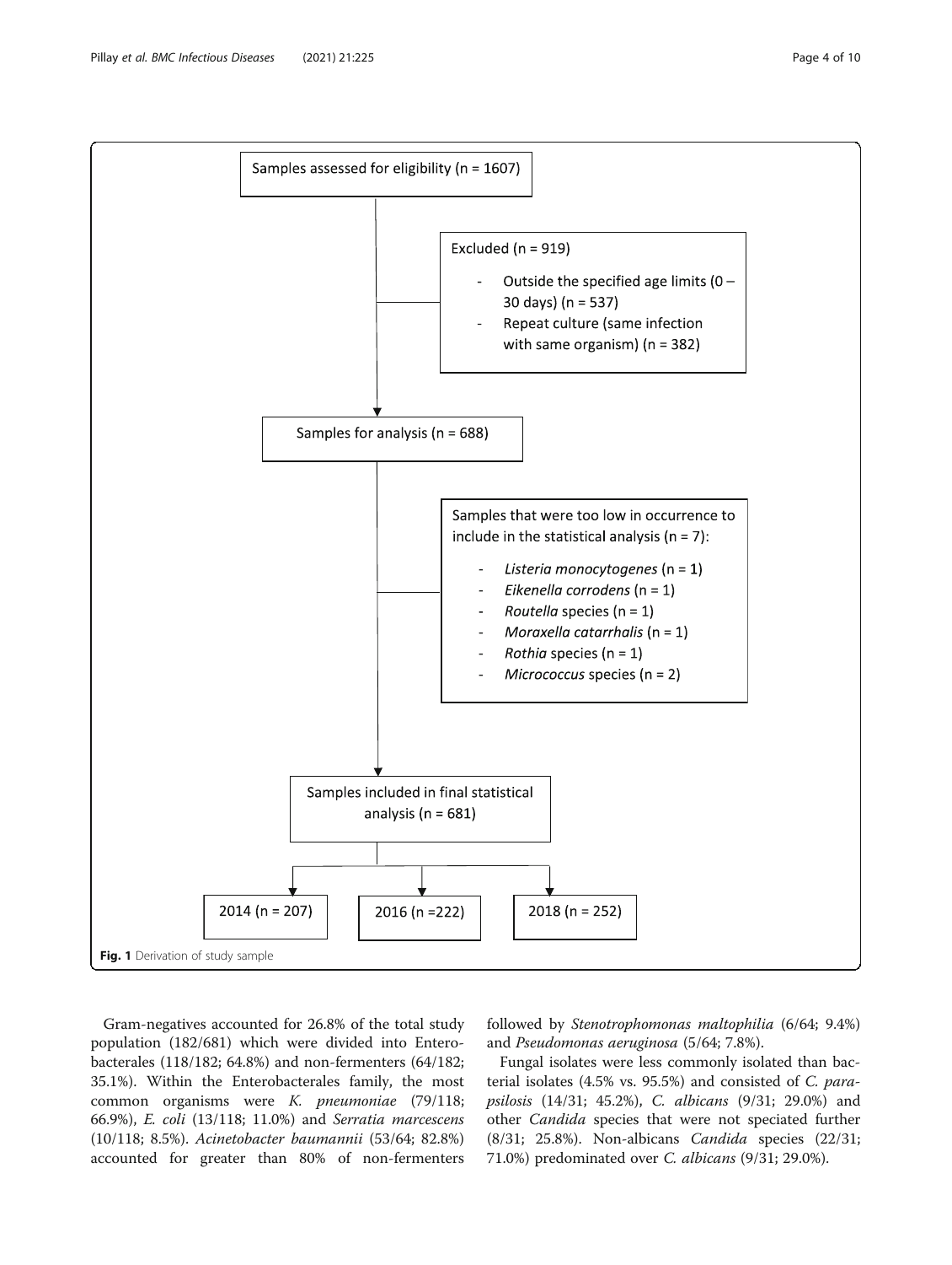Samples assessed for eligibility (n = 1607)

Excluded (n = 919)

- Outside the specified age limits (0 – 30 days) (n = 537)
- Repeat culture (same infection with same organism) (n = 382)

Samples for analysis (n = 688)

Samples that were too low in occurrence to include in the statistical analysis (n = 7):

- *Listeria monocytogenes* (n = 1)
- *Eikenella corrodens* (n = 1)
- *Routella* species (n = 1)
- *Moraxella catarrhalis* (n = 1)
- *Rothia* species (n = 1)
- *Micrococcus* species (n = 2)

Samples included in final statistical analysis (n = 681)

2014 (n = 207) | 2016 (n =222) | 2018 (n = 252)

**Fig. 1** Derivation of study sample

Gram-negatives accounted for 26.8% of the total study population (182/681) which were divided into Enterobacterales (118/182; 64.8%) and non-fermenters (64/182; 35.1%). Within the Enterobacterales family, the most common organisms were *K. pneumoniae* (79/118; 66.9%), *E. coli* (13/118; 11.0%) and *Serratia marcescens* (10/118; 8.5%). *Acinetobacter baumannii* (53/64; 82.8%) accounted for greater than 80% of non-fermenters followed by *Stenotrophomonas maltophilia* (6/64; 9.4%) and *Pseudomonas aeruginosa* (5/64; 7.8%).

Fungal isolates were less commonly isolated than bacterial isolates (4.5% vs. 95.5%) and consisted of *C. parapsilosis* (14/31; 45.2%), *C. albicans* (9/31; 29.0%) and other *Candida* species that were not speciated further (8/31; 25.8%). Non-albicans *Candida* species (22/31; 71.0%) predominated over *C. albicans* (9/31; 29.0%).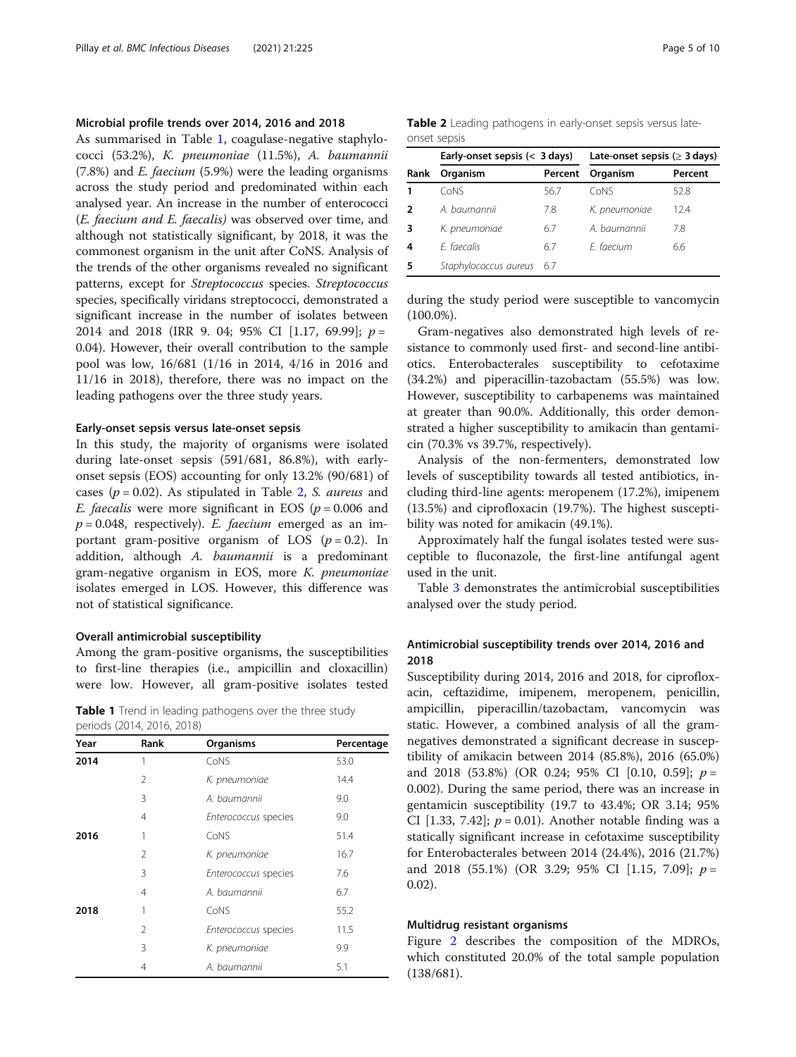### Microbial profile trends over 2014, 2016 and 2018

As summarised in Table 1, coagulase-negative staphylococci (53.2%), *K. pneumoniae* (11.5%), *A. baumannii* (7.8%) and *E. faecium* (5.9%) were the leading organisms across the study period and predominated within each analysed year. An increase in the number of enterococci (*E. faecium and E. faecalis)* was observed over time, and although not statistically significant, by 2018, it was the commonest organism in the unit after CoNS. Analysis of the trends of the other organisms revealed no significant patterns, except for *Streptococcus* species. *Streptococcus* species, specifically viridans streptococci, demonstrated a significant increase in the number of isolates between 2014 and 2018 (IRR 9. 04; 95% CI [1.17, 69.99]; $p = 0.04$). However, their overall contribution to the sample pool was low, 16/681 (1/16 in 2014, 4/16 in 2016 and 11/16 in 2018), therefore, there was no impact on the leading pathogens over the three study years.

### Early-onset sepsis versus late-onset sepsis

In this study, the majority of organisms were isolated during late-onset sepsis (591/681, 86.8%), with early-onset sepsis (EOS) accounting for only 13.2% (90/681) of cases ($p = 0.02$). As stipulated in Table 2, *S. aureus* and *E. faecalis* were more significant in EOS ($p = 0.006$ and $p = 0.048$, respectively). *E. faecium* emerged as an important gram-positive organism of LOS ($p = 0.2$). In addition, although *A. baumannii* is a predominant gram-negative organism in EOS, more *K. pneumoniae* isolates emerged in LOS. However, this difference was not of statistical significance.

### Overall antimicrobial susceptibility

Among the gram-positive organisms, the susceptibilities to first-line therapies (i.e., ampicillin and cloxacillin) were low. However, all gram-positive isolates tested during the study period were susceptible to vancomycin (100.0%).

**Table 1** Trend in leading pathogens over the three study periods (2014, 2016, 2018)

| Year | Rank | Organisms | Percentage |
|---|---|---|---|
| **2014** | 1 | CoNS | 53.0 |
| | 2 | *K. pneumoniae* | 14.4 |
| | 3 | *A. baumannii* | 9.0 |
| | 4 | *Enterococcus* species | 9.0 |
| **2016** | 1 | CoNS | 51.4 |
| | 2 | *K. pneumoniae* | 16.7 |
| | 3 | *Enterococcus* species | 7.6 |
| | 4 | *A. baumannii* | 6.7 |
| **2018** | 1 | CoNS | 55.2 |
| | 2 | *Enterococcus* species | 11.5 |
| | 3 | *K. pneumoniae* | 9.9 |
| | 4 | *A. baumannii* | 5.1 |

**Table 2** Leading pathogens in early-onset sepsis versus late-onset sepsis

| | Early-onset sepsis (< 3 days) | | Late-onset sepsis (≥ 3 days) | |
|---|---|---|---|---|
| **Rank** | **Organism** | **Percent** | **Organism** | **Percent** |
| **1** | CoNS | 56.7 | CoNS | 52.8 |
| **2** | *A. baumannii* | 7.8 | *K. pneumoniae* | 12.4 |
| **3** | *K. pneumoniae* | 6.7 | *A. baumannii* | 7.8 |
| **4** | *E. faecalis* | 6.7 | *E. faecium* | 6.6 |
| **5** | *Staphylococcus aureus* | 6.7 | | |

Gram-negatives also demonstrated high levels of resistance to commonly used first- and second-line antibiotics. Enterobacterales susceptibility to cefotaxime (34.2%) and piperacillin-tazobactam (55.5%) was low. However, susceptibility to carbapenems was maintained at greater than 90.0%. Additionally, this order demonstrated a higher susceptibility to amikacin than gentamicin (70.3% vs 39.7%, respectively).

Analysis of the non-fermenters, demonstrated low levels of susceptibility towards all tested antibiotics, including third-line agents: meropenem (17.2%), imipenem (13.5%) and ciprofloxacin (19.7%). The highest susceptibility was noted for amikacin (49.1%).

Approximately half the fungal isolates tested were susceptible to fluconazole, the first-line antifungal agent used in the unit.

Table 3 demonstrates the antimicrobial susceptibilities analysed over the study period.

### Antimicrobial susceptibility trends over 2014, 2016 and 2018

Susceptibility during 2014, 2016 and 2018, for ciprofloxacin, ceftazidime, imipenem, meropenem, penicillin, ampicillin, piperacillin/tazobactam, vancomycin was static. However, a combined analysis of all the gram-negatives demonstrated a significant decrease in susceptibility of amikacin between 2014 (85.8%), 2016 (65.0%) and 2018 (53.8%) (OR 0.24; 95% CI [0.10, 0.59]; $p = 0.002$). During the same period, there was an increase in gentamicin susceptibility (19.7 to 43.4%; OR 3.14; 95% CI [1.33, 7.42]; $p = 0.01$). Another notable finding was a statically significant increase in cefotaxime susceptibility for Enterobacterales between 2014 (24.4%), 2016 (21.7%) and 2018 (55.1%) (OR 3.29; 95% CI [1.15, 7.09]; $p = 0.02$).

### Multidrug resistant organisms

Figure 2 describes the composition of the MDROs, which constituted 20.0% of the total sample population (138/681).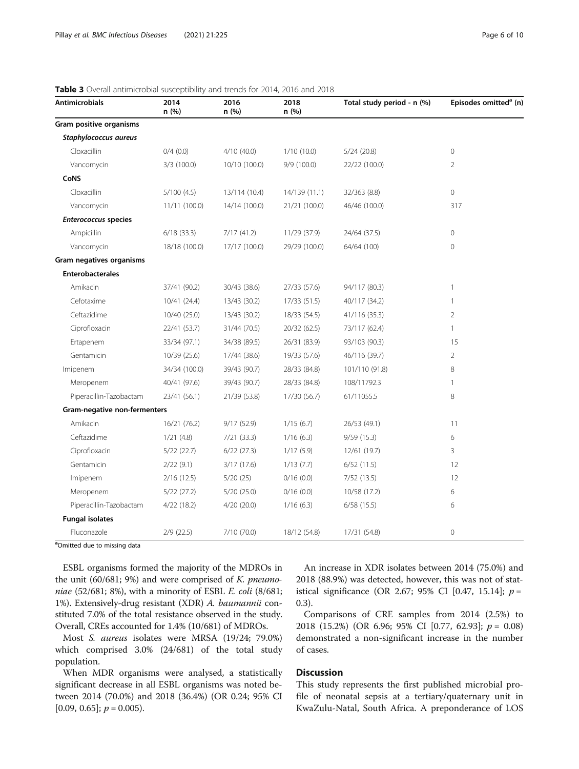**Table 3** Overall antimicrobial susceptibility and trends for 2014, 2016 and 2018

| Antimicrobials | 2014 n (%) | 2016 n (%) | 2018 n (%) | Total study period - n (%) | Episodes omitted[a] (n) |
|---|---|---|---|---|---|
| **Gram positive organisms** | | | | | |
| ***Staphylococcus aureus*** | | | | | |
| Cloxacillin | 0/4 (0.0) | 4/10 (40.0) | 1/10 (10.0) | 5/24 (20.8) | 0 |
| Vancomycin | 3/3 (100.0) | 10/10 (100.0) | 9/9 (100.0) | 22/22 (100.0) | 2 |
| **CoNS** | | | | | |
| Cloxacillin | 5/100 (4.5) | 13/114 (10.4) | 14/139 (11.1) | 32/363 (8.8) | 0 |
| Vancomycin | 11/11 (100.0) | 14/14 (100.0) | 21/21 (100.0) | 46/46 (100.0) | 317 |
| ***Enterococcus* species** | | | | | |
| Ampicillin | 6/18 (33.3) | 7/17 (41.2) | 11/29 (37.9) | 24/64 (37.5) | 0 |
| Vancomycin | 18/18 (100.0) | 17/17 (100.0) | 29/29 (100.0) | 64/64 (100) | 0 |
| **Gram negatives organisms** | | | | | |
| **Enterobacterales** | | | | | |
| Amikacin | 37/41 (90.2) | 30/43 (38.6) | 27/33 (57.6) | 94/117 (80.3) | 1 |
| Cefotaxime | 10/41 (24.4) | 13/43 (30.2) | 17/33 (51.5) | 40/117 (34.2) | 1 |
| Ceftazidime | 10/40 (25.0) | 13/43 (30.2) | 18/33 (54.5) | 41/116 (35.3) | 2 |
| Ciprofloxacin | 22/41 (53.7) | 31/44 (70.5) | 20/32 (62.5) | 73/117 (62.4) | 1 |
| Ertapenem | 33/34 (97.1) | 34/38 (89.5) | 26/31 (83.9) | 93/103 (90.3) | 15 |
| Gentamicin | 10/39 (25.6) | 17/44 (38.6) | 19/33 (57.6) | 46/116 (39.7) | 2 |
| Imipenem | 34/34 (100.0) | 39/43 (90.7) | 28/33 (84.8) | 101/110 (91.8) | 8 |
| Meropenem | 40/41 (97.6) | 39/43 (90.7) | 28/33 (84.8) | 108/11792.3 | 1 |
| Piperacillin-Tazobactam | 23/41 (56.1) | 21/39 (53.8) | 17/30 (56.7) | 61/11055.5 | 8 |
| **Gram-negative non-fermenters** | | | | | |
| Amikacin | 16/21 (76.2) | 9/17 (52.9) | 1/15 (6.7) | 26/53 (49.1) | 11 |
| Ceftazidime | 1/21 (4.8) | 7/21 (33.3) | 1/16 (6.3) | 9/59 (15.3) | 6 |
| Ciprofloxacin | 5/22 (22.7) | 6/22 (27.3) | 1/17 (5.9) | 12/61 (19.7) | 3 |
| Gentamicin | 2/22 (9.1) | 3/17 (17.6) | 1/13 (7.7) | 6/52 (11.5) | 12 |
| Imipenem | 2/16 (12.5) | 5/20 (25) | 0/16 (0.0) | 7/52 (13.5) | 12 |
| Meropenem | 5/22 (27.2) | 5/20 (25.0) | 0/16 (0.0) | 10/58 (17.2) | 6 |
| Piperacillin-Tazobactam | 4/22 (18.2) | 4/20 (20.0) | 1/16 (6.3) | 6/58 (15.5) | 6 |
| **Fungal isolates** | | | | | |
| Fluconazole | 2/9 (22.5) | 7/10 (70.0) | 18/12 (54.8) | 17/31 (54.8) | 0 |

[a]Omitted due to missing data

ESBL organisms formed the majority of the MDROs in the unit (60/681; 9%) and were comprised of *K. pneumoniae* (52/681; 8%), with a minority of ESBL *E. coli* (8/681; 1%). Extensively-drug resistant (XDR) *A. baumannii* constituted 7.0% of the total resistance observed in the study. Overall, CREs accounted for 1.4% (10/681) of MDROs.

Most *S. aureus* isolates were MRSA (19/24; 79.0%) which comprised 3.0% (24/681) of the total study population.

When MDR organisms were analysed, a statistically significant decrease in all ESBL organisms was noted between 2014 (70.0%) and 2018 (36.4%) (OR 0.24; 95% CI [0.09, 0.65]; $p = 0.005$).

An increase in XDR isolates between 2014 (75.0%) and 2018 (88.9%) was detected, however, this was not of statistical significance (OR 2.67; 95% CI [0.47, 15.14]; $p = 0.3$).

Comparisons of CRE samples from 2014 (2.5%) to 2018 (15.2%) (OR 6.96; 95% CI [0.77, 62.93]; $p = 0.08$) demonstrated a non-significant increase in the number of cases.

## Discussion

This study represents the first published microbial profile of neonatal sepsis at a tertiary/quaternary unit in KwaZulu-Natal, South Africa. A preponderance of LOS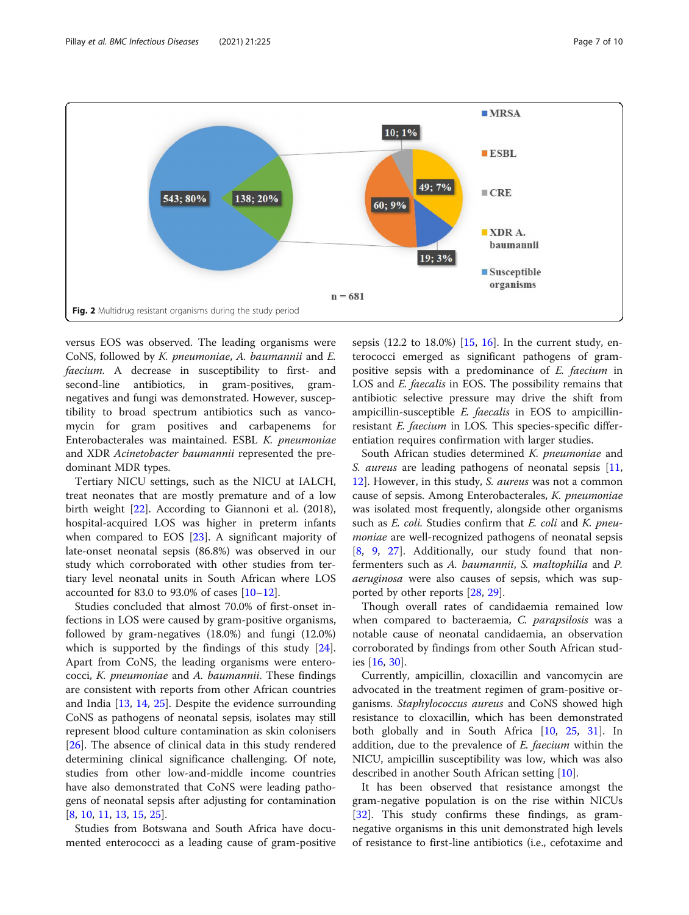Fig. 2 Multidrug resistant organisms during the study period

versus EOS was observed. The leading organisms were CoNS, followed by *K. pneumoniae*, *A. baumannii* and *E. faecium*. A decrease in susceptibility to first- and second-line antibiotics, in gram-positives, gram-negatives and fungi was demonstrated. However, susceptibility to broad spectrum antibiotics such as vancomycin for gram positives and carbapenems for Enterobacterales was maintained. ESBL *K. pneumoniae* and XDR *Acinetobacter baumannii* represented the predominant MDR types.

Tertiary NICU settings, such as the NICU at IALCH, treat neonates that are mostly premature and of a low birth weight [22]. According to Giannoni et al. (2018), hospital-acquired LOS was higher in preterm infants when compared to EOS [23]. A significant majority of late-onset neonatal sepsis (86.8%) was observed in our study which corroborated with other studies from tertiary level neonatal units in South African where LOS accounted for 83.0 to 93.0% of cases [10–12].

Studies concluded that almost 70.0% of first-onset infections in LOS were caused by gram-positive organisms, followed by gram-negatives (18.0%) and fungi (12.0%) which is supported by the findings of this study [24]. Apart from CoNS, the leading organisms were enterococci, *K. pneumoniae* and *A. baumannii*. These findings are consistent with reports from other African countries and India [13, 14, 25]. Despite the evidence surrounding CoNS as pathogens of neonatal sepsis, isolates may still represent blood culture contamination as skin colonisers [26]. The absence of clinical data in this study rendered determining clinical significance challenging. Of note, studies from other low-and-middle income countries have also demonstrated that CoNS were leading pathogens of neonatal sepsis after adjusting for contamination [8, 10, 11, 13, 15, 25].

Studies from Botswana and South Africa have documented enterococci as a leading cause of gram-positive sepsis (12.2 to 18.0%) [15, 16]. In the current study, enterococci emerged as significant pathogens of gram-positive sepsis with a predominance of *E. faecium* in LOS and *E. faecalis* in EOS. The possibility remains that antibiotic selective pressure may drive the shift from ampicillin-susceptible *E. faecalis* in EOS to ampicillin-resistant *E. faecium* in LOS. This species-specific differentiation requires confirmation with larger studies.

South African studies determined *K. pneumoniae* and *S. aureus* are leading pathogens of neonatal sepsis [11, 12]. However, in this study, *S. aureus* was not a common cause of sepsis. Among Enterobacterales, *K. pneumoniae* was isolated most frequently, alongside other organisms such as *E. coli*. Studies confirm that *E. coli* and *K. pneumoniae* are well-recognized pathogens of neonatal sepsis [8, 9, 27]. Additionally, our study found that non-fermenters such as *A. baumannii*, *S. maltophilia* and *P. aeruginosa* were also causes of sepsis, which was supported by other reports [28, 29].

Though overall rates of candidaemia remained low when compared to bacteraemia, *C. parapsilosis* was a notable cause of neonatal candidaemia, an observation corroborated by findings from other South African studies [16, 30].

Currently, ampicillin, cloxacillin and vancomycin are advocated in the treatment regimen of gram-positive organisms. *Staphylococcus aureus* and CoNS showed high resistance to cloxacillin, which has been demonstrated both globally and in South Africa [10, 25, 31]. In addition, due to the prevalence of *E. faecium* within the NICU, ampicillin susceptibility was low, which was also described in another South African setting [10].

It has been observed that resistance amongst the gram-negative population is on the rise within NICUs [32]. This study confirms these findings, as gram-negative organisms in this unit demonstrated high levels of resistance to first-line antibiotics (i.e., cefotaxime and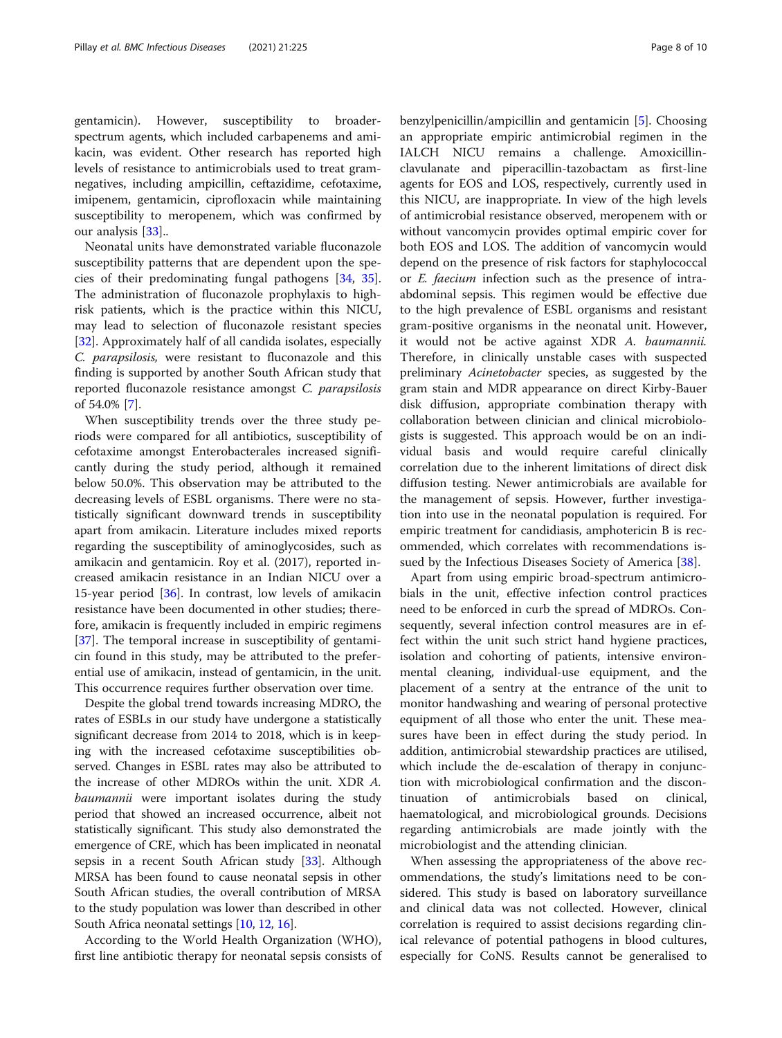gentamicin). However, susceptibility to broader-spectrum agents, which included carbapenems and amikacin, was evident. Other research has reported high levels of resistance to antimicrobials used to treat gram-negatives, including ampicillin, ceftazidime, cefotaxime, imipenem, gentamicin, ciprofloxacin while maintaining susceptibility to meropenem, which was confirmed by our analysis [33]..

Neonatal units have demonstrated variable fluconazole susceptibility patterns that are dependent upon the species of their predominating fungal pathogens [34, 35]. The administration of fluconazole prophylaxis to high-risk patients, which is the practice within this NICU, may lead to selection of fluconazole resistant species [32]. Approximately half of all candida isolates, especially *C. parapsilosis,* were resistant to fluconazole and this finding is supported by another South African study that reported fluconazole resistance amongst *C. parapsilosis* of 54.0% [7].

When susceptibility trends over the three study periods were compared for all antibiotics, susceptibility of cefotaxime amongst Enterobacterales increased significantly during the study period, although it remained below 50.0%. This observation may be attributed to the decreasing levels of ESBL organisms. There were no statistically significant downward trends in susceptibility apart from amikacin. Literature includes mixed reports regarding the susceptibility of aminoglycosides, such as amikacin and gentamicin. Roy et al. (2017), reported increased amikacin resistance in an Indian NICU over a 15-year period [36]. In contrast, low levels of amikacin resistance have been documented in other studies; therefore, amikacin is frequently included in empiric regimens [37]. The temporal increase in susceptibility of gentamicin found in this study, may be attributed to the preferential use of amikacin, instead of gentamicin, in the unit. This occurrence requires further observation over time.

Despite the global trend towards increasing MDRO, the rates of ESBLs in our study have undergone a statistically significant decrease from 2014 to 2018, which is in keeping with the increased cefotaxime susceptibilities observed. Changes in ESBL rates may also be attributed to the increase of other MDROs within the unit. XDR *A. baumannii* were important isolates during the study period that showed an increased occurrence, albeit not statistically significant. This study also demonstrated the emergence of CRE, which has been implicated in neonatal sepsis in a recent South African study [33]. Although MRSA has been found to cause neonatal sepsis in other South African studies, the overall contribution of MRSA to the study population was lower than described in other South Africa neonatal settings [10, 12, 16].

According to the World Health Organization (WHO), first line antibiotic therapy for neonatal sepsis consists of benzylpenicillin/ampicillin and gentamicin [5]. Choosing an appropriate empiric antimicrobial regimen in the IALCH NICU remains a challenge. Amoxicillin-clavulanate and piperacillin-tazobactam as first-line agents for EOS and LOS, respectively, currently used in this NICU, are inappropriate. In view of the high levels of antimicrobial resistance observed, meropenem with or without vancomycin provides optimal empiric cover for both EOS and LOS. The addition of vancomycin would depend on the presence of risk factors for staphylococcal or *E. faecium* infection such as the presence of intra-abdominal sepsis. This regimen would be effective due to the high prevalence of ESBL organisms and resistant gram-positive organisms in the neonatal unit. However, it would not be active against XDR *A. baumannii.* Therefore, in clinically unstable cases with suspected preliminary *Acinetobacter* species, as suggested by the gram stain and MDR appearance on direct Kirby-Bauer disk diffusion, appropriate combination therapy with collaboration between clinician and clinical microbiologists is suggested. This approach would be on an individual basis and would require careful clinically correlation due to the inherent limitations of direct disk diffusion testing. Newer antimicrobials are available for the management of sepsis. However, further investigation into use in the neonatal population is required. For empiric treatment for candidiasis, amphotericin B is recommended, which correlates with recommendations issued by the Infectious Diseases Society of America [38].

Apart from using empiric broad-spectrum antimicrobials in the unit, effective infection control practices need to be enforced in curb the spread of MDROs. Consequently, several infection control measures are in effect within the unit such strict hand hygiene practices, isolation and cohorting of patients, intensive environmental cleaning, individual-use equipment, and the placement of a sentry at the entrance of the unit to monitor handwashing and wearing of personal protective equipment of all those who enter the unit. These measures have been in effect during the study period. In addition, antimicrobial stewardship practices are utilised, which include the de-escalation of therapy in conjunction with microbiological confirmation and the discontinuation of antimicrobials based on clinical, haematological, and microbiological grounds. Decisions regarding antimicrobials are made jointly with the microbiologist and the attending clinician.

When assessing the appropriateness of the above recommendations, the study's limitations need to be considered. This study is based on laboratory surveillance and clinical data was not collected. However, clinical correlation is required to assist decisions regarding clinical relevance of potential pathogens in blood cultures, especially for CoNS. Results cannot be generalised to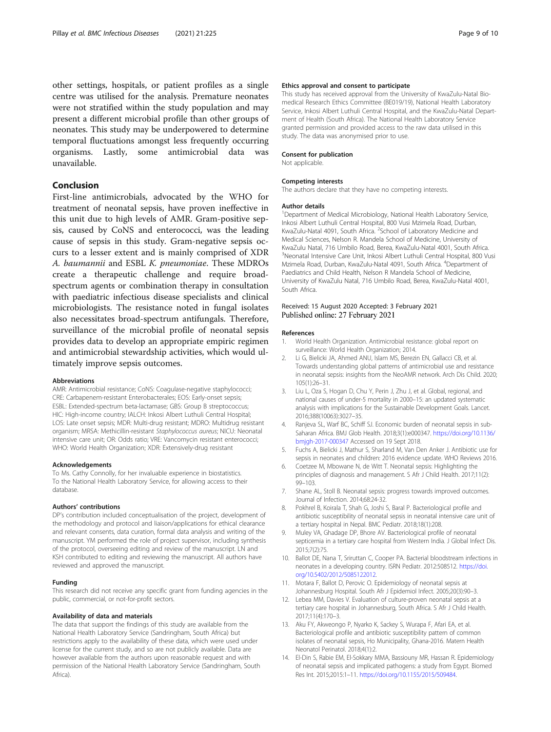other settings, hospitals, or patient profiles as a single centre was utilised for the analysis. Premature neonates were not stratified within the study population and may present a different microbial profile than other groups of neonates. This study may be underpowered to determine temporal fluctuations amongst less frequently occurring organisms. Lastly, some antimicrobial data was unavailable.

## Conclusion

First-line antimicrobials, advocated by the WHO for treatment of neonatal sepsis, have proven ineffective in this unit due to high levels of AMR. Gram-positive sepsis, caused by CoNS and enterococci, was the leading cause of sepsis in this study. Gram-negative sepsis occurs to a lesser extent and is mainly comprised of XDR *A. baumannii* and ESBL *K. pneumoniae*. These MDROs create a therapeutic challenge and require broad-spectrum agents or combination therapy in consultation with paediatric infectious disease specialists and clinical microbiologists. The resistance noted in fungal isolates also necessitates broad-spectrum antifungals. Therefore, surveillance of the microbial profile of neonatal sepsis provides data to develop an appropriate empiric regimen and antimicrobial stewardship activities, which would ultimately improve sepsis outcomes.

#### Abbreviations

AMR: Antimicrobial resistance; CoNS: Coagulase-negative staphylococci; CRE: Carbapenem-resistant Enterobacterales; EOS: Early-onset sepsis; ESBL: Extended-spectrum beta-lactamase; GBS: Group B streptococcus; HIC: High-income country; IALCH: Inkosi Albert Luthuli Central Hospital; LOS: Late onset sepsis; MDR: Multi-drug resistant; MDRO: Multidrug resistant organism; MRSA: Methicillin-resistant *Staphylococcus aureus*; NICU: Neonatal intensive care unit; OR: Odds ratio; VRE: Vancomycin resistant enterococci; WHO: World Health Organization; XDR: Extensively-drug resistant

#### Acknowledgements

To Ms. Cathy Connolly, for her invaluable experience in biostatistics. To the National Health Laboratory Service, for allowing access to their database.

#### Authors' contributions

DP's contribution included conceptualisation of the project, development of the methodology and protocol and liaison/applications for ethical clearance and relevant consents, data curation, formal data analysis and writing of the manuscript. YM performed the role of project supervisor, including synthesis of the protocol, overseeing editing and review of the manuscript. LN and KSH contributed to editing and reviewing the manuscript. All authors have reviewed and approved the manuscript.

#### Funding

This research did not receive any specific grant from funding agencies in the public, commercial, or not-for-profit sectors.

#### Availability of data and materials

The data that support the findings of this study are available from the National Health Laboratory Service (Sandringham, South Africa) but restrictions apply to the availability of these data, which were used under license for the current study, and so are not publicly available. Data are however available from the authors upon reasonable request and with permission of the National Health Laboratory Service (Sandringham, South Africa).

#### Ethics approval and consent to participate

This study has received approval from the University of KwaZulu-Natal Biomedical Research Ethics Committee (BE019/19), National Health Laboratory Service, Inkosi Albert Luthuli Central Hospital, and the KwaZulu-Natal Department of Health (South Africa). The National Health Laboratory Service granted permission and provided access to the raw data utilised in this study. The data was anonymised prior to use.

#### Consent for publication

Not applicable.

#### Competing interests

The authors declare that they have no competing interests.

#### Author details

[1]Department of Medical Microbiology, National Health Laboratory Service, Inkosi Albert Luthuli Central Hospital, 800 Vusi Mzimela Road, Durban, KwaZulu-Natal 4091, South Africa. [2]School of Laboratory Medicine and Medical Sciences, Nelson R. Mandela School of Medicine, University of KwaZulu Natal, 716 Umbilo Road, Berea, KwaZulu-Natal 4001, South Africa. [3]Neonatal Intensive Care Unit, Inkosi Albert Luthuli Central Hospital, 800 Vusi Mzimela Road, Durban, KwaZulu-Natal 4091, South Africa. [4]Department of Paediatrics and Child Health, Nelson R Mandela School of Medicine, University of KwaZulu Natal, 716 Umbilo Road, Berea, KwaZulu-Natal 4001, South Africa.

Received: 15 August 2020 Accepted: 3 February 2021
Published online: 27 February 2021

#### References

1. World Health Organization. Antimicrobial resistance: global report on surveillance: World Health Organization; 2014.
2. Li G, Bielicki JA, Ahmed ANU, Islam MS, Berezin EN, Gallacci CB, et al. Towards understanding global patterns of antimicrobial use and resistance in neonatal sepsis: insights from the NeoAMR network. Arch Dis Child. 2020; 105(1):26–31.
3. Liu L, Oza S, Hogan D, Chu Y, Perin J, Zhu J, et al. Global, regional, and national causes of under-5 mortality in 2000–15: an updated systematic analysis with implications for the Sustainable Development Goals. Lancet. 2016;388(10063):3027–35.
4. Ranjeva SL, Warf BC, Schiff SJ. Economic burden of neonatal sepsis in sub-Saharan Africa. BMJ Glob Health. 2018;3(1):e000347. https://doi.org/10.1136/bmjgh-2017-000347 Accessed on 19 Sept 2018.
5. Fuchs A, Bielicki J, Mathur S, Sharland M, Van Den Anker J. Antibiotic use for sepsis in neonates and children: 2016 evidence update. WHO Reviews 2016.
6. Coetzee M, Mbowane N, de Witt T. Neonatal sepsis: Highlighting the principles of diagnosis and management. S Afr J Child Health. 2017;11(2): 99–103.
7. Shane AL, Stoll B. Neonatal sepsis: progress towards improved outcomes. Journal of Infection. 2014;68:24-32.
8. Pokhrel B, Koirala T, Shah G, Joshi S, Baral P. Bacteriological profile and antibiotic susceptibility of neonatal sepsis in neonatal intensive care unit of a tertiary hospital in Nepal. BMC Pediatr. 2018;18(1):208.
9. Muley VA, Ghadage DP, Bhore AV. Bacteriological profile of neonatal septicemia in a tertiary care hospital from Western India. J Global Infect Dis. 2015;7(2):75.
10. Ballot DE, Nana T, Sriruttan C, Cooper PA. Bacterial bloodstream infections in neonates in a developing country. ISRN Pediatr. 2012:508512. https://doi.org/10.5402/2012/508512012.
11. Motara F, Ballot D, Perovic O. Epidemiology of neonatal sepsis at Johannesburg Hospital. South Afr J Epidemiol Infect. 2005;20(3):90–3.
12. Lebea MM, Davies V. Evaluation of culture-proven neonatal sepsis at a tertiary care hospital in Johannesburg, South Africa. S Afr J Child Health. 2017;11(4):170–3.
13. Aku FY, Akweongo P, Nyarko K, Sackey S, Wurapa F, Afari EA, et al. Bacteriological profile and antibiotic susceptibility pattern of common isolates of neonatal sepsis, Ho Municipality, Ghana-2016. Matern Health Neonatol Perinatol. 2018;4(1):2.
14. El-Din S, Rabie EM, El-Sokkary MMA, Bassiouny MR, Hassan R. Epidemiology of neonatal sepsis and implicated pathogens: a study from Egypt. Biomed Res Int. 2015;2015:1–11. https://doi.org/10.1155/2015/509484.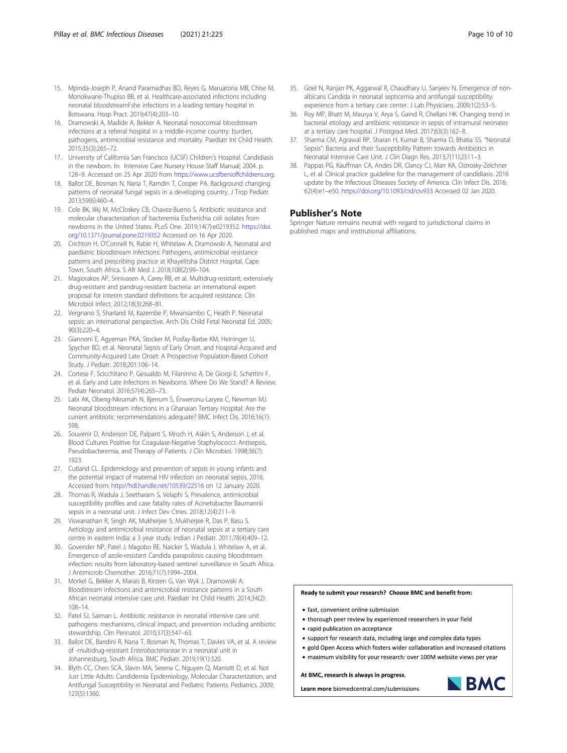15. Mpinda-Joseph P, Anand Paramadhas BD, Reyes G, Maruatona MB, Chise M, Monokwane-Thupiso BB, et al. Healthcare-associated infections including neonatal bloodstreamFshe infections in a leading tertiary hospital in Botswana. Hosp Pract. 2019;47(4):203–10.
16. Dramowski A, Madide A, Bekker A. Neonatal nosocomial bloodstream infections at a referral hospital in a middle-income country: burden, pathogens, antimicrobial resistance and mortality. Paediatr Int Child Health. 2015;35(3):265–72.
17. University of California San Francisco (UCSF) Children's Hospital. Candidiasis in the newborn. In: Intensive Care Nursery House Staff Manual; 2004. p. 128–9. Accessed on 25 Apr 2020 from https://www.ucsfbenioffchildrens.org.
18. Ballot DE, Bosman N, Nana T, Ramdin T, Cooper PA. Background changing patterns of neonatal fungal sepsis in a developing country. J Trop Pediatr. 2013;59(6):460–4.
19. Cole BK, Ilikj M, McCloskey CB, Chavez-Bueno S. Antibiotic resistance and molecular characterization of bacteremia Escherichia coli isolates from newborns in the United States. PLoS One. 2019;14(7):e0219352. https://doi.org/10.1371/journal.pone.0219352 Accessed on 16 Apr 2020.
20. Crichton H, O'Connell N, Rabie H, Whitelaw A, Dramowski A. Neonatal and paediatric bloodstream infections: Pathogens, antimicrobial resistance patterns and prescribing practice at Khayelitsha District Hospital, Cape Town, South Africa. S Afr Med J. 2018;108(2):99–104.
21. Magiorakos AP, Srinivasen A, Carey RB, et al. Multidrug-resistant, extensively drug-resistant and pandrug-resistant bacteria: an international expert proposal for interim standard definitions for acquired resistance. Clin Microbiol Infect. 2012;18(3):268–81.
22. Vergnano S, Sharland M, Kazembe P, Mwansambo C, Heath P. Neonatal sepsis: an international perspective. Arch Dis Child Fetal Neonatal Ed. 2005; 90(3):220–4.
23. Giannoni E, Agyeman PKA, Stocker M, Posfay-Barbe KM, Heininger U, Spycher BD, et al. Neonatal Sepsis of Early Onset, and Hospital-Acquired and Community-Acquired Late Onset: A Prospective Population-Based Cohort Study. J Pediatr. 2018;201:106–14.
24. Cortese F, Scicchitano P, Gesualdo M, Filaninno A, De Giorgi E, Schettini F, et al. Early and Late Infections in Newborns: Where Do We Stand? A Review. Pediatr Neonatol. 2016;57(4):265–73.
25. Labi AK, Obeng-Nkrumah N, Bjerrum S, Enweronu-Laryea C, Newman MJ. Neonatal bloodstream infections in a Ghanaian Tertiary Hospital: Are the current antibiotic recommendations adequate? BMC Infect Dis. 2016;16(1): 598.
26. Souvenir D, Anderson DE, Palpant S, Mroch H, Askin S, Anderson J, et al. Blood Cultures Positive for Coagulase-Negative Staphylococci: Antisepsis, Pseudobacteremia, and Therapy of Patients. J Clin Microbiol. 1998;36(7): 1923.
27. Cutland CL. Epidemiology and prevention of sepsis in young infants and the potential impact of maternal HIV infection on neonatal sepsis. 2016. Accessed from: http://hdl.handle.net/10539/22516 on 12 January 2020.
28. Thomas R, Wadula J, Seetharam S, Velaphi S. Prevalence, antimicrobial susceptibility profiles and case fatality rates of Acinetobacter Baumannii sepsis in a neonatal unit. J Infect Dev Ctries. 2018;12(4):211–9.
29. Viswanathan R, Singh AK, Mukherjee S, Mukherjee R, Das P, Basu S. Aetiology and antimicrobial resistance of neonatal sepsis at a tertiary care centre in eastern India: a 3 year study. Indian J Pediatr. 2011;78(4):409–12.
30. Govender NP, Patel J, Magobo RE, Naicker S, Wadula J, Whitelaw A, et al. Emergence of azole-resistant Candida parapsilosis causing bloodstream infection: results from laboratory-based sentinel surveillance in South Africa. J Antimicrob Chemother. 2016;71(7):1994–2004.
31. Morkel G, Bekker A, Marais B, Kirsten G, Van Wyk J, Dramowski A. Bloodstream infections and antimicrobial resistance patterns in a South African neonatal intensive care unit. Paediatr Int Child Health. 2014;34(2): 108–14.
32. Patel SJ, Saiman L. Antibiotic resistance in neonatal intensive care unit pathogens: mechanisms, clinical impact, and prevention including antibiotic stewardship. Clin Perinatol. 2010;37(3):547–63.
33. Ballot DE, Bandini R, Nana T, Bosman N, Thomas T, Davies VA, et al. A review of -multidrug-resistant *Enterobacteriaceae* in a neonatal unit in Johannesburg, South Africa. BMC Pediatr. 2019;19(1):320.
34. Blyth CC, Chen SCA, Slavin MA, Serena C, Nguyen Q, Marriott D, et al. Not Just Little Adults: Candidemia Epidemiology, Molecular Characterization, and Antifungal Susceptibility in Neonatal and Pediatric Patients. Pediatrics. 2009; 123(5):1360.
35. Goel N, Ranjan PK, Aggarwal R, Chaudhary U, Sanjeev N. Emergence of non-albicans Candida in neonatal septicemia and antifungal susceptibility: experience from a tertiary care center. J Lab Physicians. 2009;1(2):53–5.
36. Roy MP, Bhatt M, Maurya V, Arya S, Gaind R, Chellani HK. Changing trend in bacterial etiology and antibiotic resistance in sepsis of intramural neonates at a tertiary care hospital. J Postgrad Med. 2017;63(3):162–8.
37. Sharma CM, Agrawal RP, Sharan H, Kumar B, Sharma D, Bhatia SS. "Neonatal Sepsis": Bacteria and their Susceptibility Pattern towards Antibiotics in Neonatal Intensive Care Unit. J Clin Diagn Res. 2013;7(11):2511–3.
38. Pappas PG, Kauffman CA, Andes DR, Clancy CJ, Marr KA, Ostrosky-Zeichner L, et al. Clinical practice guideline for the management of candidiasis: 2016 update by the Infectious Diseases Society of America. Clin Infect Dis. 2016; 62(4):e1–e50. https://doi.org/10.1093/cid/civ933 Accessed 02 Jan 2020.

## Publisher's Note

Springer Nature remains neutral with regard to jurisdictional claims in published maps and institutional affiliations.

**Ready to submit your research? Choose BMC and benefit from:**

- fast, convenient online submission
- thorough peer review by experienced researchers in your field
- rapid publication on acceptance
- support for research data, including large and complex data types
- gold Open Access which fosters wider collaboration and increased citations
- maximum visibility for your research: over 100M website views per year

**At BMC, research is always in progress.**

**Learn more** biomedcentral.com/submissions

BMC